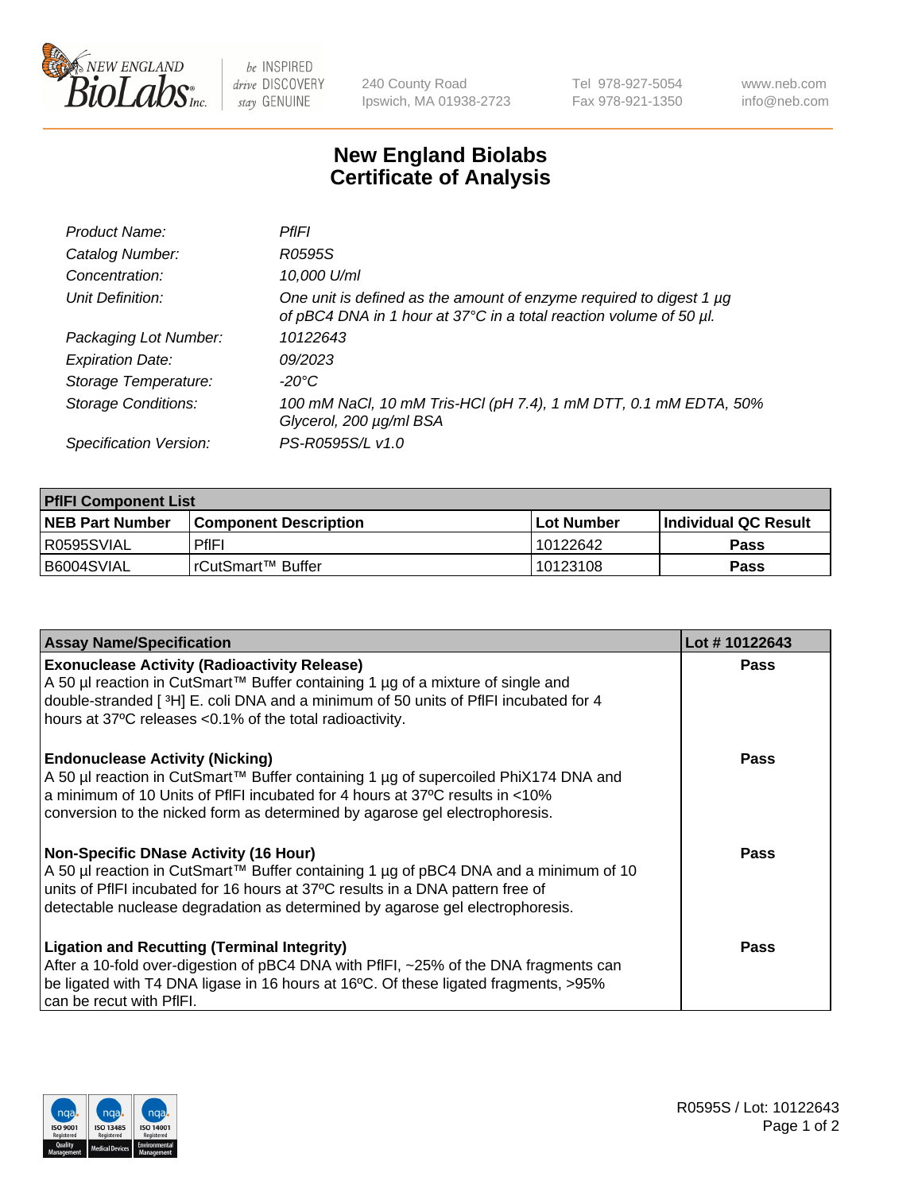240 County Road
Ipswich, MA 01938-2723

Tel 978-927-5054
Fax 978-921-1350

www.neb.com
info@neb.com

# New England Biolabs
# Certificate of Analysis

| | |
|---|---|
| *Product Name:* | *PflFI* |
| *Catalog Number:* | *R0595S* |
| *Concentration:* | *10,000 U/ml* |
| *Unit Definition:* | *One unit is defined as the amount of enzyme required to digest 1 µg of pBC4 DNA in 1 hour at 37°C in a total reaction volume of 50 µl.* |
| *Packaging Lot Number:* | *10122643* |
| *Expiration Date:* | *09/2023* |
| *Storage Temperature:* | *-20°C* |
| *Storage Conditions:* | *100 mM NaCl, 10 mM Tris-HCl (pH 7.4), 1 mM DTT, 0.1 mM EDTA, 50% Glycerol, 200 µg/ml BSA* |
| *Specification Version:* | *PS-R0595S/L v1.0* |

| **PflFI Component List** | | | |
|---|---|---|---|
| **NEB Part Number** | **Component Description** | **Lot Number** | **Individual QC Result** |
| R0595SVIAL | PflFI | 10122642 | **Pass** |
| B6004SVIAL | rCutSmart™ Buffer | 10123108 | **Pass** |

| **Assay Name/Specification** | **Lot # 10122643** |
|---|---|
| **Exonuclease Activity (Radioactivity Release)**<br>A 50 µl reaction in CutSmart™ Buffer containing 1 µg of a mixture of single and double-stranded [ $^3$H] E. coli DNA and a minimum of 50 units of PflFI incubated for 4 hours at 37ºC releases <0.1% of the total radioactivity. | **Pass** |
| **Endonuclease Activity (Nicking)**<br>A 50 µl reaction in CutSmart™ Buffer containing 1 µg of supercoiled PhiX174 DNA and a minimum of 10 Units of PflFI incubated for 4 hours at 37ºC results in <10% conversion to the nicked form as determined by agarose gel electrophoresis. | **Pass** |
| **Non-Specific DNase Activity (16 Hour)**<br>A 50 µl reaction in CutSmart™ Buffer containing 1 µg of pBC4 DNA and a minimum of 10 units of PflFI incubated for 16 hours at 37ºC results in a DNA pattern free of detectable nuclease degradation as determined by agarose gel electrophoresis. | **Pass** |
| **Ligation and Recutting (Terminal Integrity)**<br>After a 10-fold over-digestion of pBC4 DNA with PflFI, ~25% of the DNA fragments can be ligated with T4 DNA ligase in 16 hours at 16ºC. Of these ligated fragments, >95% can be recut with PflFI. | **Pass** |

R0595S / Lot: 10122643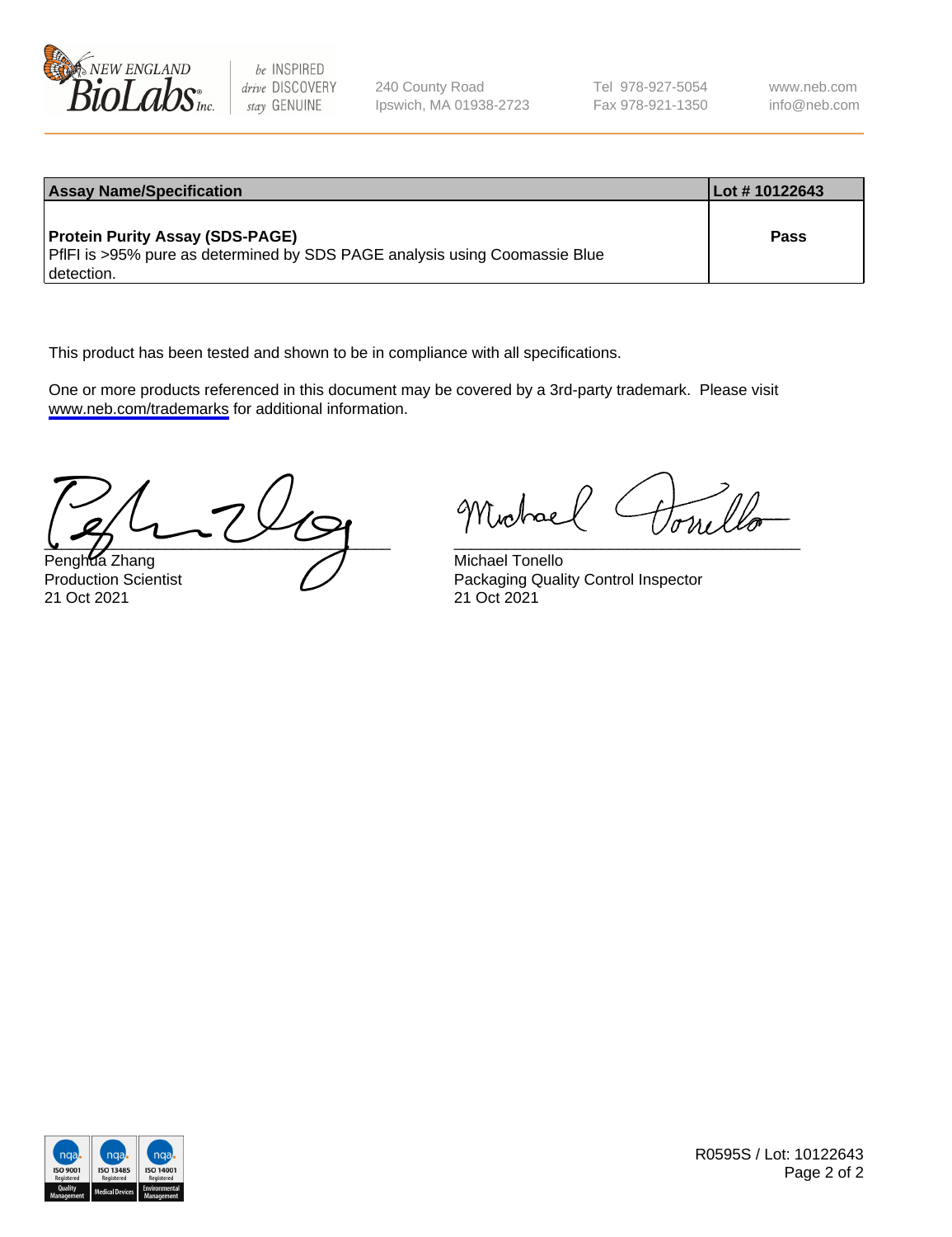| Assay Name/Specification | Lot # 10122643 |
|---|---|
| **Protein Purity Assay (SDS-PAGE)**<br>PflFI is >95% pure as determined by SDS PAGE analysis using Coomassie Blue detection. | **Pass** |

This product has been tested and shown to be in compliance with all specifications.

One or more products referenced in this document may be covered by a 3rd-party trademark. Please visit www.neb.com/trademarks for additional information.

Penghua Zhang
Production Scientist
21 Oct 2021

Michael Tonello
Packaging Quality Control Inspector
21 Oct 2021

R0595S / Lot: 10122643